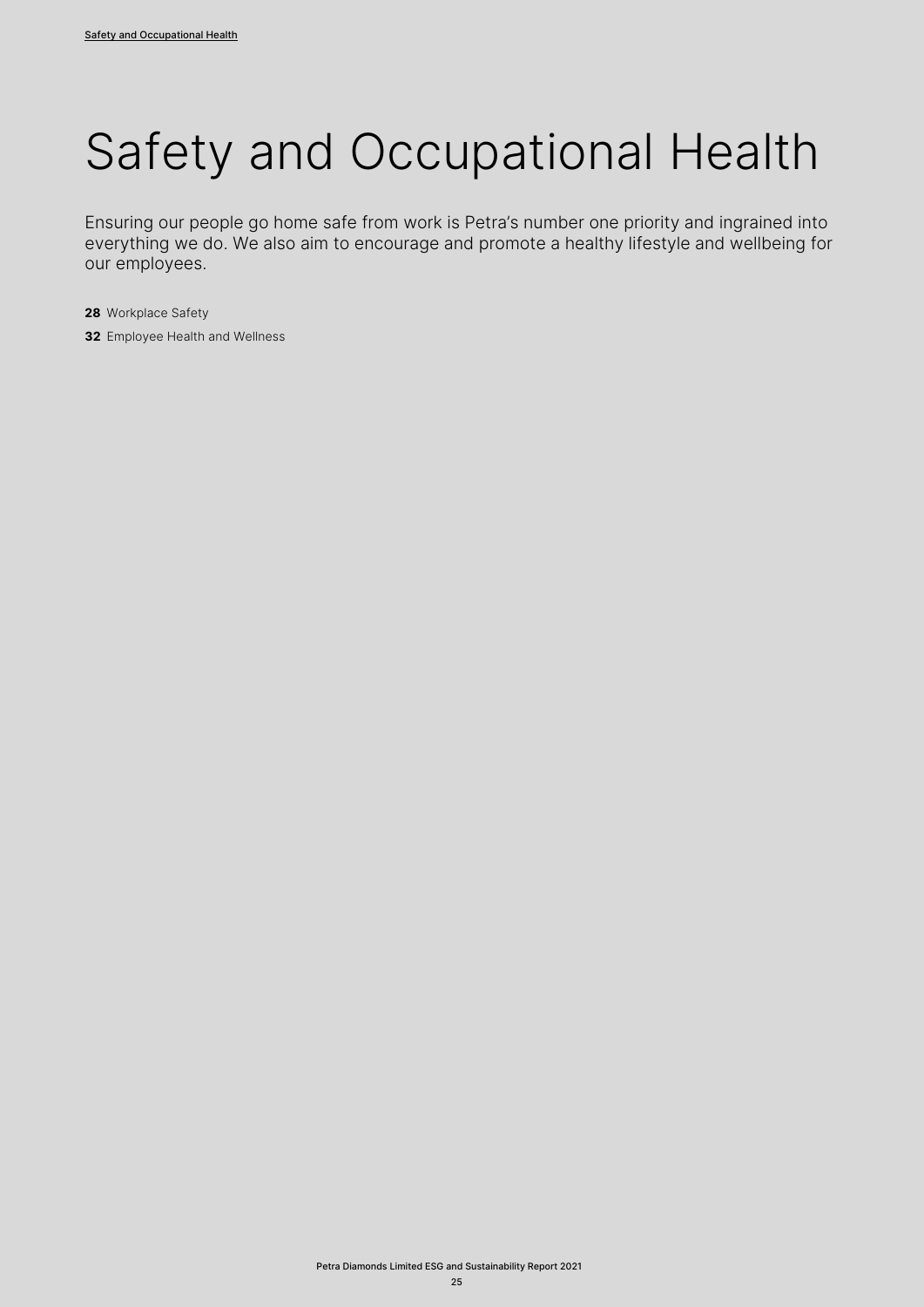# Safety and Occupational Health

Ensuring our people go home safe from work is Petra's number one priority and ingrained into everything we do. We also aim to encourage and promote a healthy lifestyle and wellbeing for our employees.

**28** Workplace Safety

**32** Employee Health and Wellness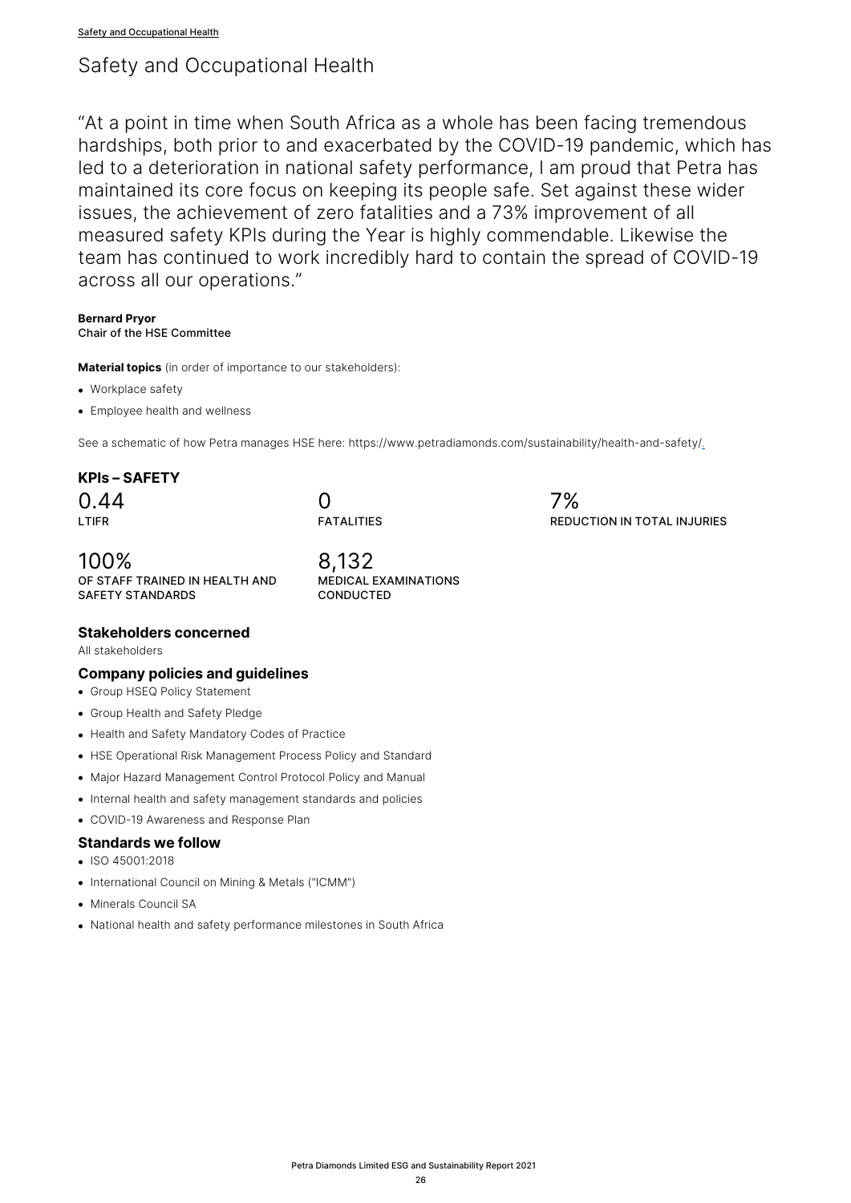# Safety and Occupational Health

"At a point in time when South Africa as a whole has been facing tremendous hardships, both prior to and exacerbated by the COVID-19 pandemic, which has led to a deterioration in national safety performance, I am proud that Petra has maintained its core focus on keeping its people safe. Set against these wider issues, the achievement of zero fatalities and a 73% improvement of all measured safety KPIs during the Year is highly commendable. Likewise the team has continued to work incredibly hard to contain the spread of COVID-19 across all our operations."

**Bernard Pryor**
Chair of the HSE Committee

**Material topics** (in order of importance to our stakeholders):

- Workplace safety
- Employee health and wellness

See a schematic of how Petra manages HSE here: https://www.petradiamonds.com/sustainability/health-and-safety/

### KPIs – SAFETY

0.44
LTIFR

0
FATALITIES

7%
REDUCTION IN TOTAL INJURIES

100%
OF STAFF TRAINED IN HEALTH AND SAFETY STANDARDS

8,132
MEDICAL EXAMINATIONS CONDUCTED

### Stakeholders concerned

All stakeholders

### Company policies and guidelines

- Group HSEQ Policy Statement
- Group Health and Safety Pledge
- Health and Safety Mandatory Codes of Practice
- HSE Operational Risk Management Process Policy and Standard
- Major Hazard Management Control Protocol Policy and Manual
- Internal health and safety management standards and policies
- COVID-19 Awareness and Response Plan

### Standards we follow

- ISO 45001:2018
- International Council on Mining & Metals ("ICMM")
- Minerals Council SA
- National health and safety performance milestones in South Africa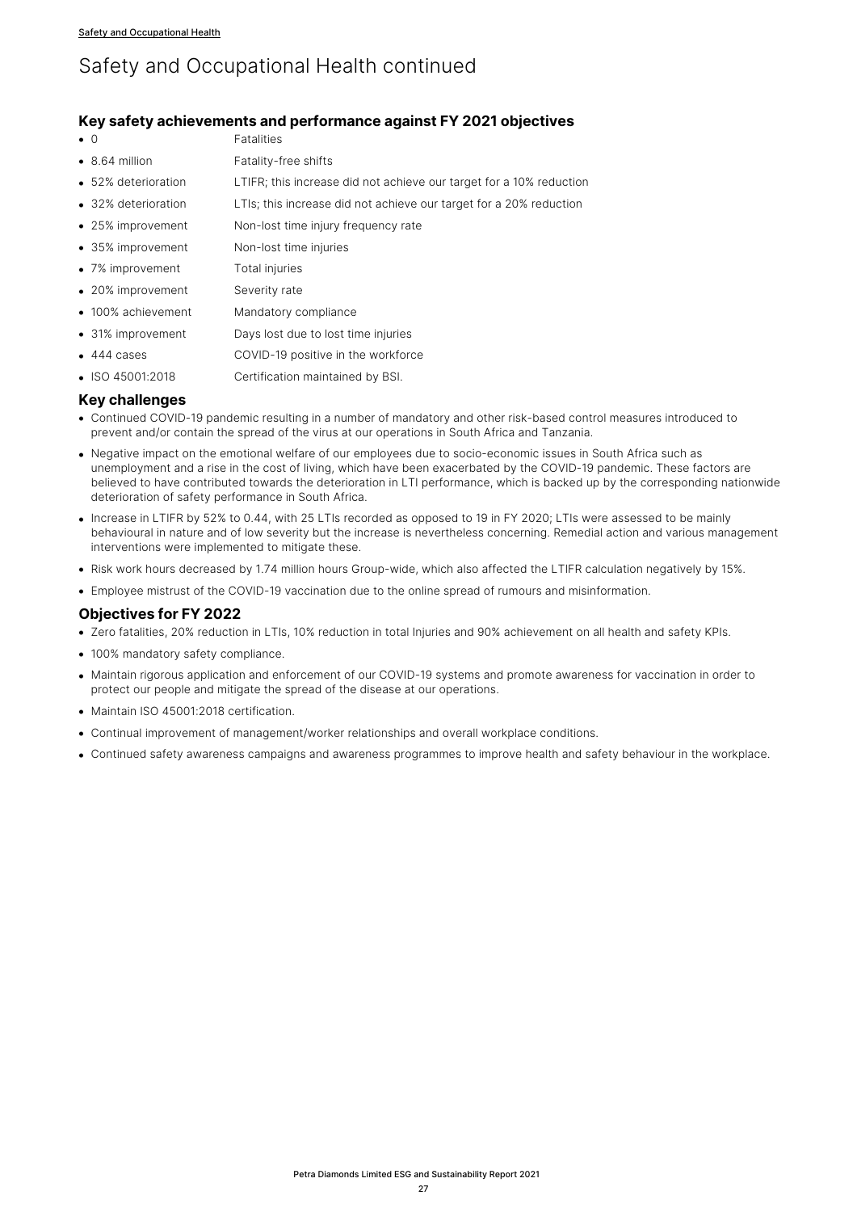# Safety and Occupational Health continued

## Key safety achievements and performance against FY 2021 objectives

- 0 — Fatalities
- 8.64 million — Fatality-free shifts
- 52% deterioration — LTIFR; this increase did not achieve our target for a 10% reduction
- 32% deterioration — LTIs; this increase did not achieve our target for a 20% reduction
- 25% improvement — Non-lost time injury frequency rate
- 35% improvement — Non-lost time injuries
- 7% improvement — Total injuries
- 20% improvement — Severity rate
- 100% achievement — Mandatory compliance
- 31% improvement — Days lost due to lost time injuries
- 444 cases — COVID-19 positive in the workforce
- ISO 45001:2018 — Certification maintained by BSI.

## Key challenges

- Continued COVID-19 pandemic resulting in a number of mandatory and other risk-based control measures introduced to prevent and/or contain the spread of the virus at our operations in South Africa and Tanzania.
- Negative impact on the emotional welfare of our employees due to socio-economic issues in South Africa such as unemployment and a rise in the cost of living, which have been exacerbated by the COVID-19 pandemic. These factors are believed to have contributed towards the deterioration in LTI performance, which is backed up by the corresponding nationwide deterioration of safety performance in South Africa.
- Increase in LTIFR by 52% to 0.44, with 25 LTIs recorded as opposed to 19 in FY 2020; LTIs were assessed to be mainly behavioural in nature and of low severity but the increase is nevertheless concerning. Remedial action and various management interventions were implemented to mitigate these.
- Risk work hours decreased by 1.74 million hours Group-wide, which also affected the LTIFR calculation negatively by 15%.
- Employee mistrust of the COVID-19 vaccination due to the online spread of rumours and misinformation.

## Objectives for FY 2022

- Zero fatalities, 20% reduction in LTIs, 10% reduction in total Injuries and 90% achievement on all health and safety KPIs.
- 100% mandatory safety compliance.
- Maintain rigorous application and enforcement of our COVID-19 systems and promote awareness for vaccination in order to protect our people and mitigate the spread of the disease at our operations.
- Maintain ISO 45001:2018 certification.
- Continual improvement of management/worker relationships and overall workplace conditions.
- Continued safety awareness campaigns and awareness programmes to improve health and safety behaviour in the workplace.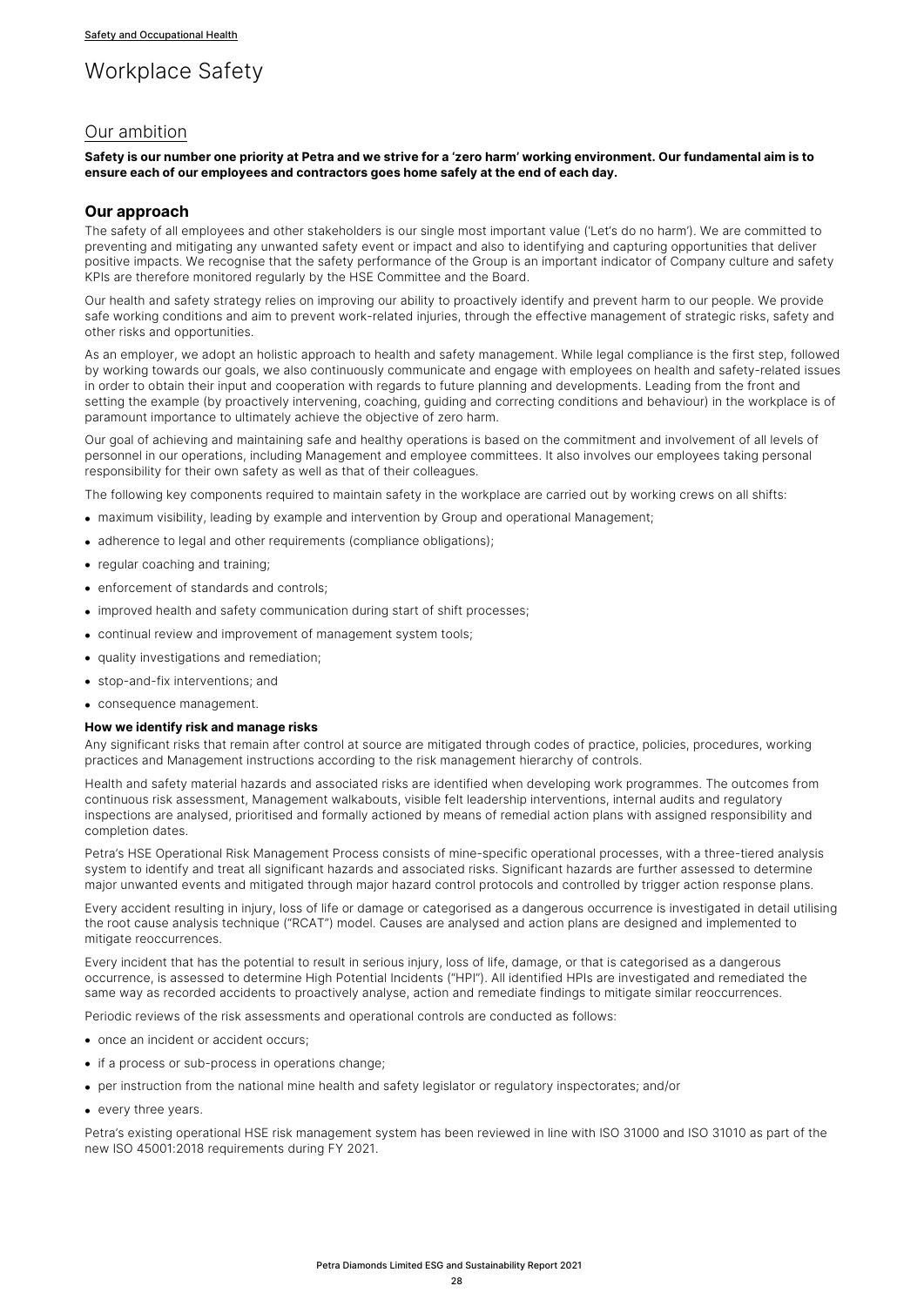Safety and Occupational Health

# Workplace Safety

## Our ambition

**Safety is our number one priority at Petra and we strive for a 'zero harm' working environment. Our fundamental aim is to ensure each of our employees and contractors goes home safely at the end of each day.**

### Our approach

The safety of all employees and other stakeholders is our single most important value ('Let's do no harm'). We are committed to preventing and mitigating any unwanted safety event or impact and also to identifying and capturing opportunities that deliver positive impacts. We recognise that the safety performance of the Group is an important indicator of Company culture and safety KPIs are therefore monitored regularly by the HSE Committee and the Board.

Our health and safety strategy relies on improving our ability to proactively identify and prevent harm to our people. We provide safe working conditions and aim to prevent work-related injuries, through the effective management of strategic risks, safety and other risks and opportunities.

As an employer, we adopt an holistic approach to health and safety management. While legal compliance is the first step, followed by working towards our goals, we also continuously communicate and engage with employees on health and safety-related issues in order to obtain their input and cooperation with regards to future planning and developments. Leading from the front and setting the example (by proactively intervening, coaching, guiding and correcting conditions and behaviour) in the workplace is of paramount importance to ultimately achieve the objective of zero harm.

Our goal of achieving and maintaining safe and healthy operations is based on the commitment and involvement of all levels of personnel in our operations, including Management and employee committees. It also involves our employees taking personal responsibility for their own safety as well as that of their colleagues.

The following key components required to maintain safety in the workplace are carried out by working crews on all shifts:

- maximum visibility, leading by example and intervention by Group and operational Management;
- adherence to legal and other requirements (compliance obligations);
- regular coaching and training;
- enforcement of standards and controls;
- improved health and safety communication during start of shift processes;
- continual review and improvement of management system tools;
- quality investigations and remediation;
- stop-and-fix interventions; and
- consequence management.

#### How we identify risk and manage risks

Any significant risks that remain after control at source are mitigated through codes of practice, policies, procedures, working practices and Management instructions according to the risk management hierarchy of controls.

Health and safety material hazards and associated risks are identified when developing work programmes. The outcomes from continuous risk assessment, Management walkabouts, visible felt leadership interventions, internal audits and regulatory inspections are analysed, prioritised and formally actioned by means of remedial action plans with assigned responsibility and completion dates.

Petra's HSE Operational Risk Management Process consists of mine-specific operational processes, with a three-tiered analysis system to identify and treat all significant hazards and associated risks. Significant hazards are further assessed to determine major unwanted events and mitigated through major hazard control protocols and controlled by trigger action response plans.

Every accident resulting in injury, loss of life or damage or categorised as a dangerous occurrence is investigated in detail utilising the root cause analysis technique ("RCAT") model. Causes are analysed and action plans are designed and implemented to mitigate reoccurrences.

Every incident that has the potential to result in serious injury, loss of life, damage, or that is categorised as a dangerous occurrence, is assessed to determine High Potential Incidents ("HPI"). All identified HPIs are investigated and remediated the same way as recorded accidents to proactively analyse, action and remediate findings to mitigate similar reoccurrences.

Periodic reviews of the risk assessments and operational controls are conducted as follows:

- once an incident or accident occurs;
- if a process or sub-process in operations change;
- per instruction from the national mine health and safety legislator or regulatory inspectorates; and/or
- every three years.

Petra's existing operational HSE risk management system has been reviewed in line with ISO 31000 and ISO 31010 as part of the new ISO 45001:2018 requirements during FY 2021.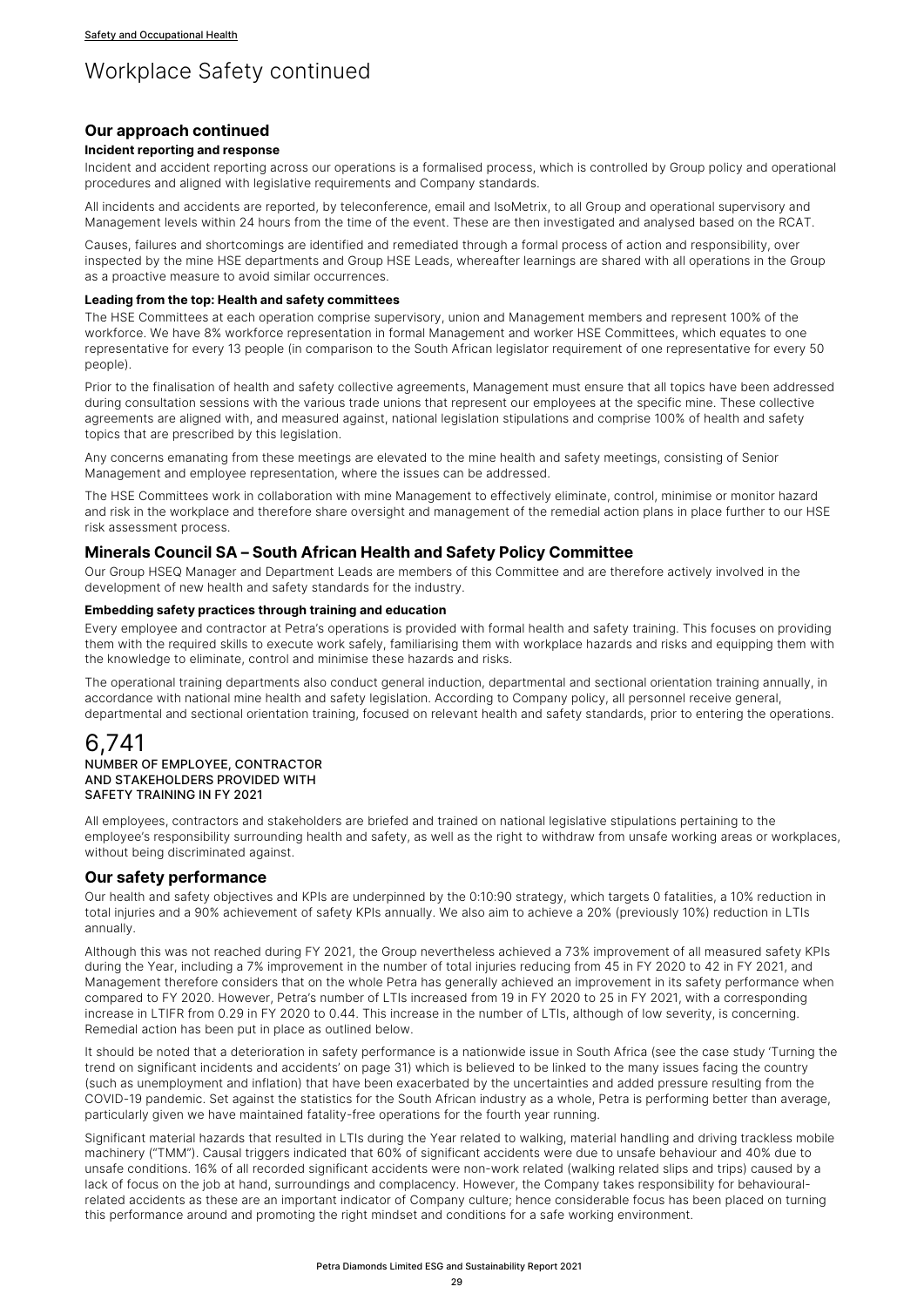# Workplace Safety continued

## Our approach continued

#### Incident reporting and response

Incident and accident reporting across our operations is a formalised process, which is controlled by Group policy and operational procedures and aligned with legislative requirements and Company standards.

All incidents and accidents are reported, by teleconference, email and IsoMetrix, to all Group and operational supervisory and Management levels within 24 hours from the time of the event. These are then investigated and analysed based on the RCAT.

Causes, failures and shortcomings are identified and remediated through a formal process of action and responsibility, over inspected by the mine HSE departments and Group HSE Leads, whereafter learnings are shared with all operations in the Group as a proactive measure to avoid similar occurrences.

#### Leading from the top: Health and safety committees

The HSE Committees at each operation comprise supervisory, union and Management members and represent 100% of the workforce. We have 8% workforce representation in formal Management and worker HSE Committees, which equates to one representative for every 13 people (in comparison to the South African legislator requirement of one representative for every 50 people).

Prior to the finalisation of health and safety collective agreements, Management must ensure that all topics have been addressed during consultation sessions with the various trade unions that represent our employees at the specific mine. These collective agreements are aligned with, and measured against, national legislation stipulations and comprise 100% of health and safety topics that are prescribed by this legislation.

Any concerns emanating from these meetings are elevated to the mine health and safety meetings, consisting of Senior Management and employee representation, where the issues can be addressed.

The HSE Committees work in collaboration with mine Management to effectively eliminate, control, minimise or monitor hazard and risk in the workplace and therefore share oversight and management of the remedial action plans in place further to our HSE risk assessment process.

## Minerals Council SA – South African Health and Safety Policy Committee

Our Group HSEQ Manager and Department Leads are members of this Committee and are therefore actively involved in the development of new health and safety standards for the industry.

#### Embedding safety practices through training and education

Every employee and contractor at Petra's operations is provided with formal health and safety training. This focuses on providing them with the required skills to execute work safely, familiarising them with workplace hazards and risks and equipping them with the knowledge to eliminate, control and minimise these hazards and risks.

The operational training departments also conduct general induction, departmental and sectional orientation training annually, in accordance with national mine health and safety legislation. According to Company policy, all personnel receive general, departmental and sectional orientation training, focused on relevant health and safety standards, prior to entering the operations.

**6,741**

NUMBER OF EMPLOYEE, CONTRACTOR AND STAKEHOLDERS PROVIDED WITH SAFETY TRAINING IN FY 2021

All employees, contractors and stakeholders are briefed and trained on national legislative stipulations pertaining to the employee's responsibility surrounding health and safety, as well as the right to withdraw from unsafe working areas or workplaces, without being discriminated against.

## Our safety performance

Our health and safety objectives and KPIs are underpinned by the 0:10:90 strategy, which targets 0 fatalities, a 10% reduction in total injuries and a 90% achievement of safety KPIs annually. We also aim to achieve a 20% (previously 10%) reduction in LTIs annually.

Although this was not reached during FY 2021, the Group nevertheless achieved a 73% improvement of all measured safety KPIs during the Year, including a 7% improvement in the number of total injuries reducing from 45 in FY 2020 to 42 in FY 2021, and Management therefore considers that on the whole Petra has generally achieved an improvement in its safety performance when compared to FY 2020. However, Petra's number of LTIs increased from 19 in FY 2020 to 25 in FY 2021, with a corresponding increase in LTIFR from 0.29 in FY 2020 to 0.44. This increase in the number of LTIs, although of low severity, is concerning. Remedial action has been put in place as outlined below.

It should be noted that a deterioration in safety performance is a nationwide issue in South Africa (see the case study 'Turning the trend on significant incidents and accidents' on page 31) which is believed to be linked to the many issues facing the country (such as unemployment and inflation) that have been exacerbated by the uncertainties and added pressure resulting from the COVID-19 pandemic. Set against the statistics for the South African industry as a whole, Petra is performing better than average, particularly given we have maintained fatality-free operations for the fourth year running.

Significant material hazards that resulted in LTIs during the Year related to walking, material handling and driving trackless mobile machinery ("TMM"). Causal triggers indicated that 60% of significant accidents were due to unsafe behaviour and 40% due to unsafe conditions. 16% of all recorded significant accidents were non-work related (walking related slips and trips) caused by a lack of focus on the job at hand, surroundings and complacency. However, the Company takes responsibility for behavioural-related accidents as these are an important indicator of Company culture; hence considerable focus has been placed on turning this performance around and promoting the right mindset and conditions for a safe working environment.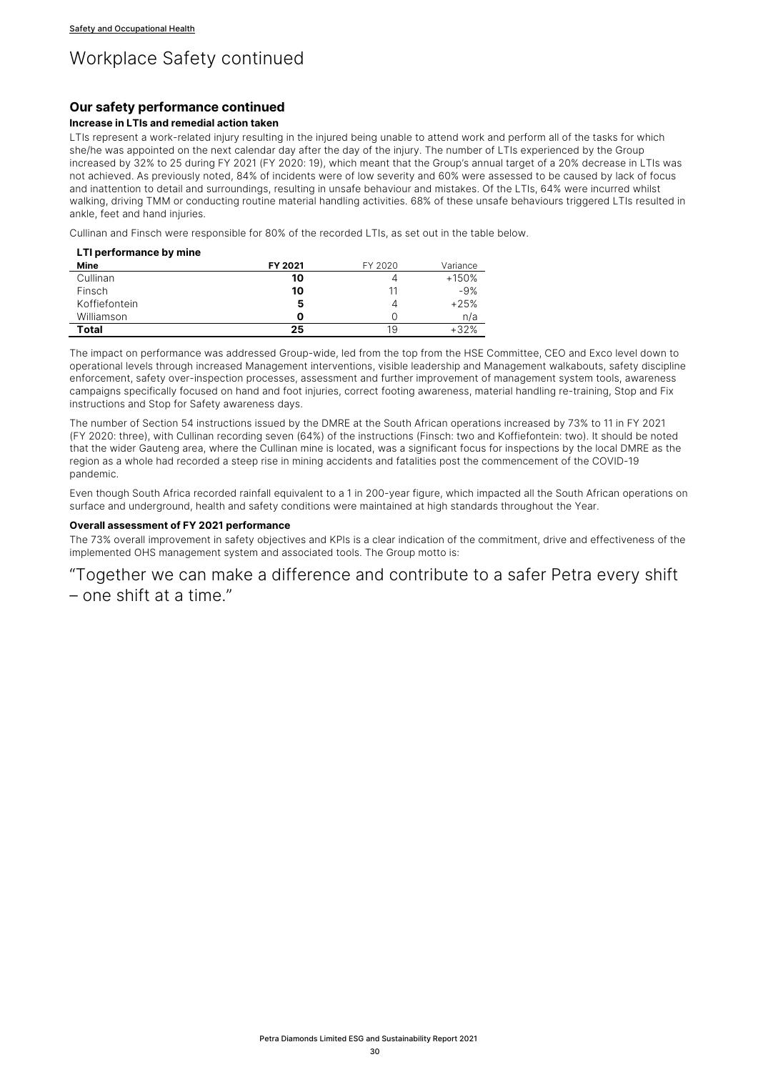# Workplace Safety continued

## Our safety performance continued

### Increase in LTIs and remedial action taken

LTIs represent a work-related injury resulting in the injured being unable to attend work and perform all of the tasks for which she/he was appointed on the next calendar day after the day of the injury. The number of LTIs experienced by the Group increased by 32% to 25 during FY 2021 (FY 2020: 19), which meant that the Group's annual target of a 20% decrease in LTIs was not achieved. As previously noted, 84% of incidents were of low severity and 60% were assessed to be caused by lack of focus and inattention to detail and surroundings, resulting in unsafe behaviour and mistakes. Of the LTIs, 64% were incurred whilst walking, driving TMM or conducting routine material handling activities. 68% of these unsafe behaviours triggered LTIs resulted in ankle, feet and hand injuries.

Cullinan and Finsch were responsible for 80% of the recorded LTIs, as set out in the table below.

**LTI performance by mine**

| Mine | FY 2021 | FY 2020 | Variance |
|---|---|---|---|
| Cullinan | **10** | 4 | +150% |
| Finsch | **10** | 11 | -9% |
| Koffiefontein | **5** | 4 | +25% |
| Williamson | **0** | 0 | n/a |
| **Total** | **25** | 19 | +32% |

The impact on performance was addressed Group-wide, led from the top from the HSE Committee, CEO and Exco level down to operational levels through increased Management interventions, visible leadership and Management walkabouts, safety discipline enforcement, safety over-inspection processes, assessment and further improvement of management system tools, awareness campaigns specifically focused on hand and foot injuries, correct footing awareness, material handling re-training, Stop and Fix instructions and Stop for Safety awareness days.

The number of Section 54 instructions issued by the DMRE at the South African operations increased by 73% to 11 in FY 2021 (FY 2020: three), with Cullinan recording seven (64%) of the instructions (Finsch: two and Koffiefontein: two). It should be noted that the wider Gauteng area, where the Cullinan mine is located, was a significant focus for inspections by the local DMRE as the region as a whole had recorded a steep rise in mining accidents and fatalities post the commencement of the COVID-19 pandemic.

Even though South Africa recorded rainfall equivalent to a 1 in 200-year figure, which impacted all the South African operations on surface and underground, health and safety conditions were maintained at high standards throughout the Year.

### Overall assessment of FY 2021 performance

The 73% overall improvement in safety objectives and KPIs is a clear indication of the commitment, drive and effectiveness of the implemented OHS management system and associated tools. The Group motto is:

"Together we can make a difference and contribute to a safer Petra every shift – one shift at a time."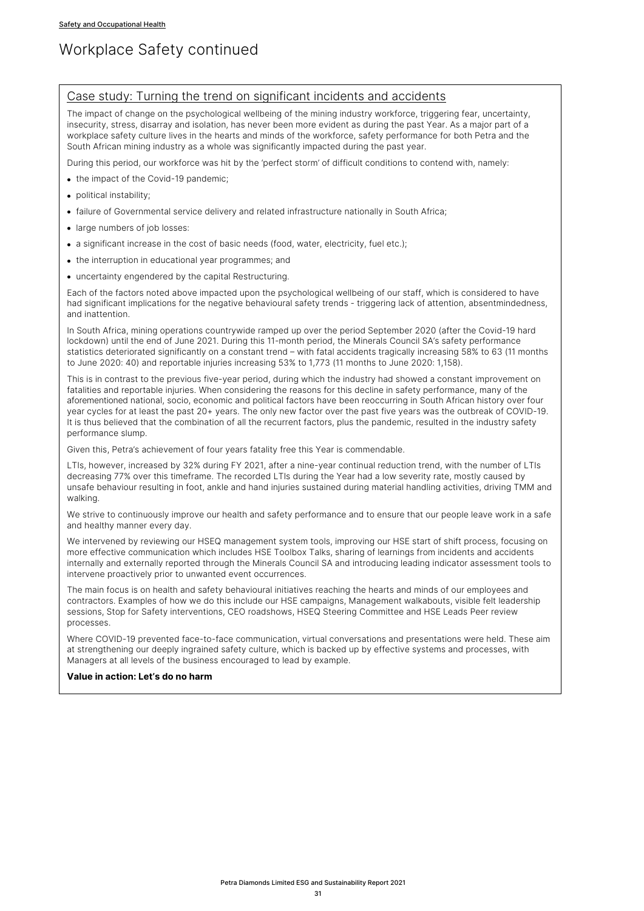# Workplace Safety continued

## Case study: Turning the trend on significant incidents and accidents

The impact of change on the psychological wellbeing of the mining industry workforce, triggering fear, uncertainty, insecurity, stress, disarray and isolation, has never been more evident as during the past Year. As a major part of a workplace safety culture lives in the hearts and minds of the workforce, safety performance for both Petra and the South African mining industry as a whole was significantly impacted during the past year.

During this period, our workforce was hit by the 'perfect storm' of difficult conditions to contend with, namely:

- the impact of the Covid-19 pandemic;
- political instability;
- failure of Governmental service delivery and related infrastructure nationally in South Africa;
- large numbers of job losses:
- a significant increase in the cost of basic needs (food, water, electricity, fuel etc.);
- the interruption in educational year programmes; and
- uncertainty engendered by the capital Restructuring.

Each of the factors noted above impacted upon the psychological wellbeing of our staff, which is considered to have had significant implications for the negative behavioural safety trends - triggering lack of attention, absentmindedness, and inattention.

In South Africa, mining operations countrywide ramped up over the period September 2020 (after the Covid-19 hard lockdown) until the end of June 2021. During this 11-month period, the Minerals Council SA's safety performance statistics deteriorated significantly on a constant trend – with fatal accidents tragically increasing 58% to 63 (11 months to June 2020: 40) and reportable injuries increasing 53% to 1,773 (11 months to June 2020: 1,158).

This is in contrast to the previous five-year period, during which the industry had showed a constant improvement on fatalities and reportable injuries. When considering the reasons for this decline in safety performance, many of the aforementioned national, socio, economic and political factors have been reoccurring in South African history over four year cycles for at least the past 20+ years. The only new factor over the past five years was the outbreak of COVID-19. It is thus believed that the combination of all the recurrent factors, plus the pandemic, resulted in the industry safety performance slump.

Given this, Petra's achievement of four years fatality free this Year is commendable.

LTIs, however, increased by 32% during FY 2021, after a nine-year continual reduction trend, with the number of LTIs decreasing 77% over this timeframe. The recorded LTIs during the Year had a low severity rate, mostly caused by unsafe behaviour resulting in foot, ankle and hand injuries sustained during material handling activities, driving TMM and walking.

We strive to continuously improve our health and safety performance and to ensure that our people leave work in a safe and healthy manner every day.

We intervened by reviewing our HSEQ management system tools, improving our HSE start of shift process, focusing on more effective communication which includes HSE Toolbox Talks, sharing of learnings from incidents and accidents internally and externally reported through the Minerals Council SA and introducing leading indicator assessment tools to intervene proactively prior to unwanted event occurrences.

The main focus is on health and safety behavioural initiatives reaching the hearts and minds of our employees and contractors. Examples of how we do this include our HSE campaigns, Management walkabouts, visible felt leadership sessions, Stop for Safety interventions, CEO roadshows, HSEQ Steering Committee and HSE Leads Peer review processes.

Where COVID-19 prevented face-to-face communication, virtual conversations and presentations were held. These aim at strengthening our deeply ingrained safety culture, which is backed up by effective systems and processes, with Managers at all levels of the business encouraged to lead by example.

**Value in action: Let's do no harm**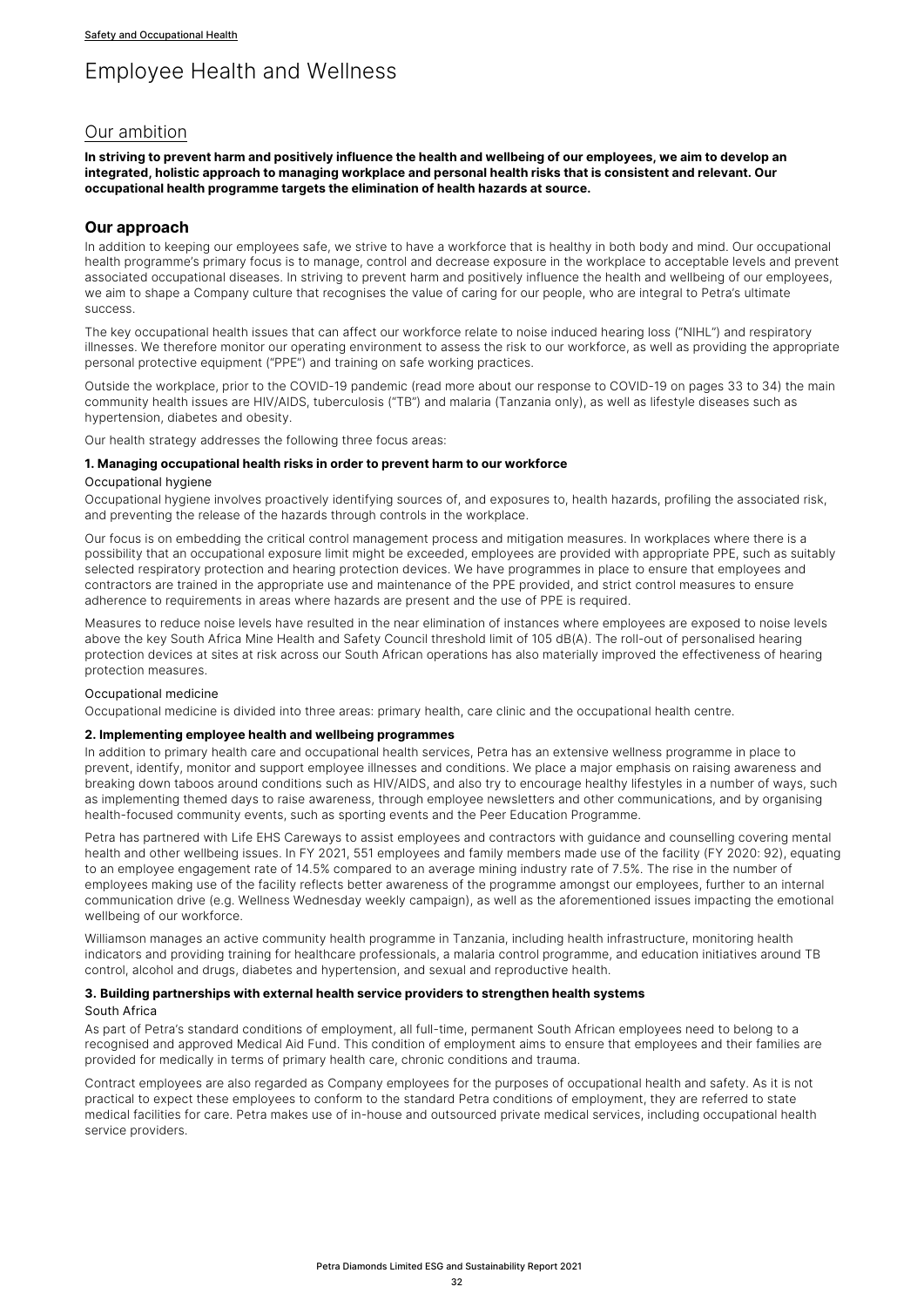# Employee Health and Wellness

## Our ambition

**In striving to prevent harm and positively influence the health and wellbeing of our employees, we aim to develop an integrated, holistic approach to managing workplace and personal health risks that is consistent and relevant. Our occupational health programme targets the elimination of health hazards at source.**

## Our approach

In addition to keeping our employees safe, we strive to have a workforce that is healthy in both body and mind. Our occupational health programme's primary focus is to manage, control and decrease exposure in the workplace to acceptable levels and prevent associated occupational diseases. In striving to prevent harm and positively influence the health and wellbeing of our employees, we aim to shape a Company culture that recognises the value of caring for our people, who are integral to Petra's ultimate success.

The key occupational health issues that can affect our workforce relate to noise induced hearing loss ("NIHL") and respiratory illnesses. We therefore monitor our operating environment to assess the risk to our workforce, as well as providing the appropriate personal protective equipment ("PPE") and training on safe working practices.

Outside the workplace, prior to the COVID-19 pandemic (read more about our response to COVID-19 on pages 33 to 34) the main community health issues are HIV/AIDS, tuberculosis ("TB") and malaria (Tanzania only), as well as lifestyle diseases such as hypertension, diabetes and obesity.

Our health strategy addresses the following three focus areas:

### 1. Managing occupational health risks in order to prevent harm to our workforce

#### Occupational hygiene

Occupational hygiene involves proactively identifying sources of, and exposures to, health hazards, profiling the associated risk, and preventing the release of the hazards through controls in the workplace.

Our focus is on embedding the critical control management process and mitigation measures. In workplaces where there is a possibility that an occupational exposure limit might be exceeded, employees are provided with appropriate PPE, such as suitably selected respiratory protection and hearing protection devices. We have programmes in place to ensure that employees and contractors are trained in the appropriate use and maintenance of the PPE provided, and strict control measures to ensure adherence to requirements in areas where hazards are present and the use of PPE is required.

Measures to reduce noise levels have resulted in the near elimination of instances where employees are exposed to noise levels above the key South Africa Mine Health and Safety Council threshold limit of 105 dB(A). The roll-out of personalised hearing protection devices at sites at risk across our South African operations has also materially improved the effectiveness of hearing protection measures.

#### Occupational medicine

Occupational medicine is divided into three areas: primary health, care clinic and the occupational health centre.

### 2. Implementing employee health and wellbeing programmes

In addition to primary health care and occupational health services, Petra has an extensive wellness programme in place to prevent, identify, monitor and support employee illnesses and conditions. We place a major emphasis on raising awareness and breaking down taboos around conditions such as HIV/AIDS, and also try to encourage healthy lifestyles in a number of ways, such as implementing themed days to raise awareness, through employee newsletters and other communications, and by organising health-focused community events, such as sporting events and the Peer Education Programme.

Petra has partnered with Life EHS Careways to assist employees and contractors with guidance and counselling covering mental health and other wellbeing issues. In FY 2021, 551 employees and family members made use of the facility (FY 2020: 92), equating to an employee engagement rate of 14.5% compared to an average mining industry rate of 7.5%. The rise in the number of employees making use of the facility reflects better awareness of the programme amongst our employees, further to an internal communication drive (e.g. Wellness Wednesday weekly campaign), as well as the aforementioned issues impacting the emotional wellbeing of our workforce.

Williamson manages an active community health programme in Tanzania, including health infrastructure, monitoring health indicators and providing training for healthcare professionals, a malaria control programme, and education initiatives around TB control, alcohol and drugs, diabetes and hypertension, and sexual and reproductive health.

### 3. Building partnerships with external health service providers to strengthen health systems

#### South Africa

As part of Petra's standard conditions of employment, all full-time, permanent South African employees need to belong to a recognised and approved Medical Aid Fund. This condition of employment aims to ensure that employees and their families are provided for medically in terms of primary health care, chronic conditions and trauma.

Contract employees are also regarded as Company employees for the purposes of occupational health and safety. As it is not practical to expect these employees to conform to the standard Petra conditions of employment, they are referred to state medical facilities for care. Petra makes use of in-house and outsourced private medical services, including occupational health service providers.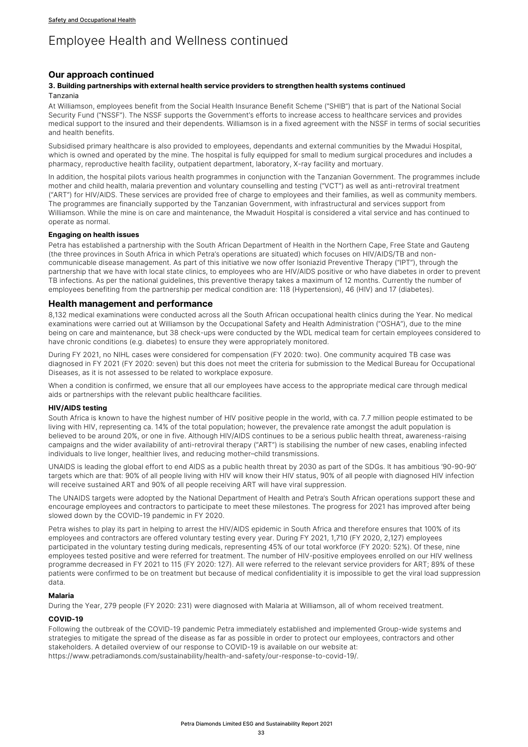# Employee Health and Wellness continued

## Our approach continued

### 3. Building partnerships with external health service providers to strengthen health systems continued

Tanzania

At Williamson, employees benefit from the Social Health Insurance Benefit Scheme ("SHIB") that is part of the National Social Security Fund ("NSSF"). The NSSF supports the Government's efforts to increase access to healthcare services and provides medical support to the insured and their dependents. Williamson is in a fixed agreement with the NSSF in terms of social securities and health benefits.

Subsidised primary healthcare is also provided to employees, dependants and external communities by the Mwadui Hospital, which is owned and operated by the mine. The hospital is fully equipped for small to medium surgical procedures and includes a pharmacy, reproductive health facility, outpatient department, laboratory, X-ray facility and mortuary.

In addition, the hospital pilots various health programmes in conjunction with the Tanzanian Government. The programmes include mother and child health, malaria prevention and voluntary counselling and testing ("VCT") as well as anti-retroviral treatment ("ART") for HIV/AIDS. These services are provided free of charge to employees and their families, as well as community members. The programmes are financially supported by the Tanzanian Government, with infrastructural and services support from Williamson. While the mine is on care and maintenance, the Mwaduit Hospital is considered a vital service and has continued to operate as normal.

#### Engaging on health issues

Petra has established a partnership with the South African Department of Health in the Northern Cape, Free State and Gauteng (the three provinces in South Africa in which Petra's operations are situated) which focuses on HIV/AIDS/TB and non-communicable disease management. As part of this initiative we now offer Isoniazid Preventive Therapy ("IPT"), through the partnership that we have with local state clinics, to employees who are HIV/AIDS positive or who have diabetes in order to prevent TB infections. As per the national guidelines, this preventive therapy takes a maximum of 12 months. Currently the number of employees benefiting from the partnership per medical condition are: 118 (Hypertension), 46 (HIV) and 17 (diabetes).

## Health management and performance

8,132 medical examinations were conducted across all the South African occupational health clinics during the Year. No medical examinations were carried out at Williamson by the Occupational Safety and Health Administration ("OSHA"), due to the mine being on care and maintenance, but 38 check-ups were conducted by the WDL medical team for certain employees considered to have chronic conditions (e.g. diabetes) to ensure they were appropriately monitored.

During FY 2021, no NIHL cases were considered for compensation (FY 2020: two). One community acquired TB case was diagnosed in FY 2021 (FY 2020: seven) but this does not meet the criteria for submission to the Medical Bureau for Occupational Diseases, as it is not assessed to be related to workplace exposure.

When a condition is confirmed, we ensure that all our employees have access to the appropriate medical care through medical aids or partnerships with the relevant public healthcare facilities.

#### HIV/AIDS testing

South Africa is known to have the highest number of HIV positive people in the world, with ca. 7.7 million people estimated to be living with HIV, representing ca. 14% of the total population; however, the prevalence rate amongst the adult population is believed to be around 20%, or one in five. Although HIV/AIDS continues to be a serious public health threat, awareness-raising campaigns and the wider availability of anti-retroviral therapy ("ART") is stabilising the number of new cases, enabling infected individuals to live longer, healthier lives, and reducing mother–child transmissions.

UNAIDS is leading the global effort to end AIDS as a public health threat by 2030 as part of the SDGs. It has ambitious '90-90-90' targets which are that: 90% of all people living with HIV will know their HIV status, 90% of all people with diagnosed HIV infection will receive sustained ART and 90% of all people receiving ART will have viral suppression.

The UNAIDS targets were adopted by the National Department of Health and Petra's South African operations support these and encourage employees and contractors to participate to meet these milestones. The progress for 2021 has improved after being slowed down by the COVID-19 pandemic in FY 2020.

Petra wishes to play its part in helping to arrest the HIV/AIDS epidemic in South Africa and therefore ensures that 100% of its employees and contractors are offered voluntary testing every year. During FY 2021, 1,710 (FY 2020, 2,127) employees participated in the voluntary testing during medicals, representing 45% of our total workforce (FY 2020: 52%). Of these, nine employees tested positive and were referred for treatment. The number of HIV-positive employees enrolled on our HIV wellness programme decreased in FY 2021 to 115 (FY 2020: 127). All were referred to the relevant service providers for ART; 89% of these patients were confirmed to be on treatment but because of medical confidentiality it is impossible to get the viral load suppression data.

#### Malaria

During the Year, 279 people (FY 2020: 231) were diagnosed with Malaria at Williamson, all of whom received treatment.

#### COVID-19

Following the outbreak of the COVID-19 pandemic Petra immediately established and implemented Group-wide systems and strategies to mitigate the spread of the disease as far as possible in order to protect our employees, contractors and other stakeholders. A detailed overview of our response to COVID-19 is available on our website at: https://www.petradiamonds.com/sustainability/health-and-safety/our-response-to-covid-19/.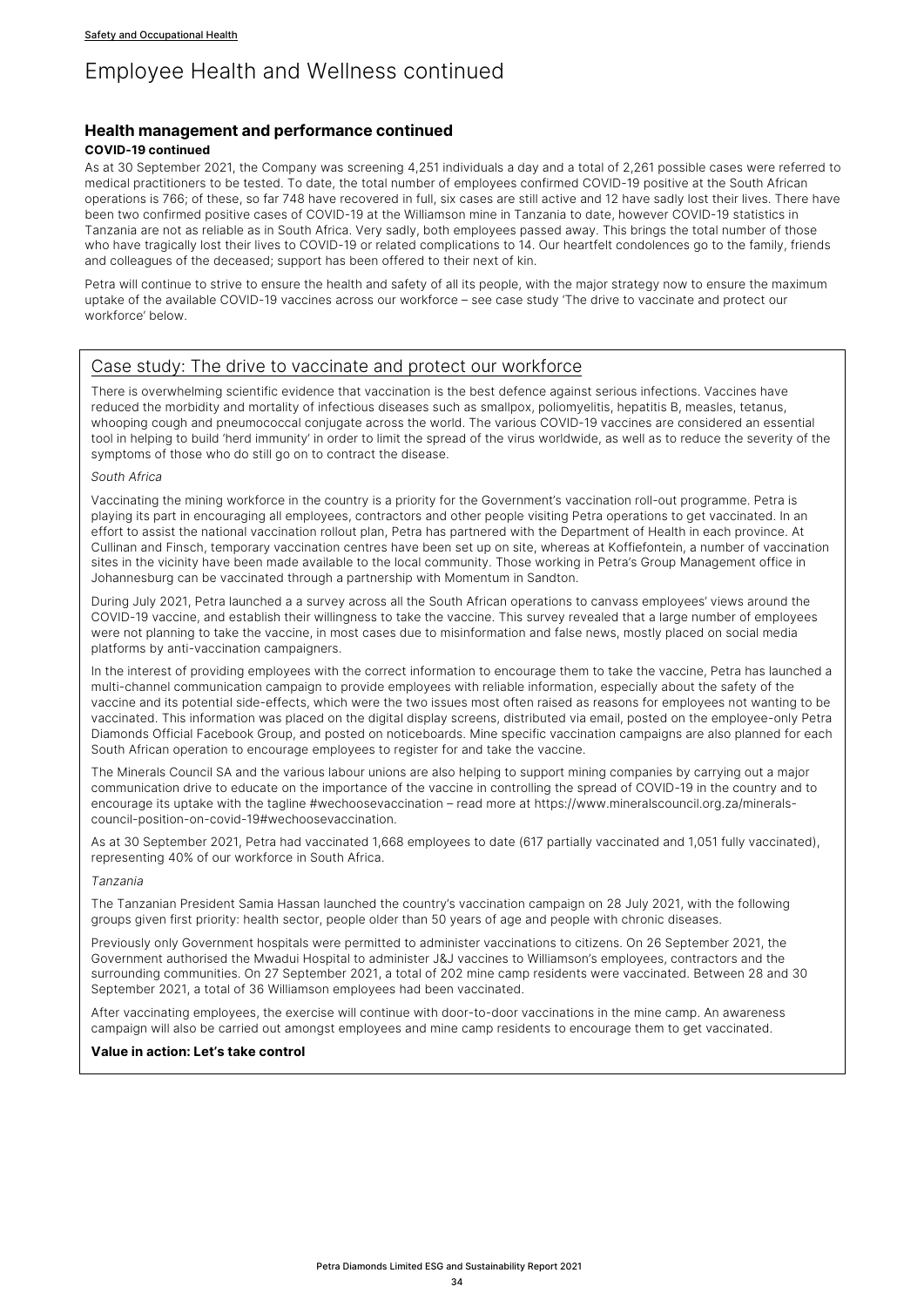# Employee Health and Wellness continued

## Health management and performance continued

### COVID-19 continued

As at 30 September 2021, the Company was screening 4,251 individuals a day and a total of 2,261 possible cases were referred to medical practitioners to be tested. To date, the total number of employees confirmed COVID-19 positive at the South African operations is 766; of these, so far 748 have recovered in full, six cases are still active and 12 have sadly lost their lives. There have been two confirmed positive cases of COVID-19 at the Williamson mine in Tanzania to date, however COVID-19 statistics in Tanzania are not as reliable as in South Africa. Very sadly, both employees passed away. This brings the total number of those who have tragically lost their lives to COVID-19 or related complications to 14. Our heartfelt condolences go to the family, friends and colleagues of the deceased; support has been offered to their next of kin.

Petra will continue to strive to ensure the health and safety of all its people, with the major strategy now to ensure the maximum uptake of the available COVID-19 vaccines across our workforce – see case study 'The drive to vaccinate and protect our workforce' below.

## Case study: The drive to vaccinate and protect our workforce

There is overwhelming scientific evidence that vaccination is the best defence against serious infections. Vaccines have reduced the morbidity and mortality of infectious diseases such as smallpox, poliomyelitis, hepatitis B, measles, tetanus, whooping cough and pneumococcal conjugate across the world. The various COVID-19 vaccines are considered an essential tool in helping to build 'herd immunity' in order to limit the spread of the virus worldwide, as well as to reduce the severity of the symptoms of those who do still go on to contract the disease.

*South Africa*

Vaccinating the mining workforce in the country is a priority for the Government's vaccination roll-out programme. Petra is playing its part in encouraging all employees, contractors and other people visiting Petra operations to get vaccinated. In an effort to assist the national vaccination rollout plan, Petra has partnered with the Department of Health in each province. At Cullinan and Finsch, temporary vaccination centres have been set up on site, whereas at Koffiefontein, a number of vaccination sites in the vicinity have been made available to the local community. Those working in Petra's Group Management office in Johannesburg can be vaccinated through a partnership with Momentum in Sandton.

During July 2021, Petra launched a a survey across all the South African operations to canvass employees' views around the COVID-19 vaccine, and establish their willingness to take the vaccine. This survey revealed that a large number of employees were not planning to take the vaccine, in most cases due to misinformation and false news, mostly placed on social media platforms by anti-vaccination campaigners.

In the interest of providing employees with the correct information to encourage them to take the vaccine, Petra has launched a multi-channel communication campaign to provide employees with reliable information, especially about the safety of the vaccine and its potential side-effects, which were the two issues most often raised as reasons for employees not wanting to be vaccinated. This information was placed on the digital display screens, distributed via email, posted on the employee-only Petra Diamonds Official Facebook Group, and posted on noticeboards. Mine specific vaccination campaigns are also planned for each South African operation to encourage employees to register for and take the vaccine.

The Minerals Council SA and the various labour unions are also helping to support mining companies by carrying out a major communication drive to educate on the importance of the vaccine in controlling the spread of COVID-19 in the country and to encourage its uptake with the tagline #wechoosevaccination – read more at https://www.mineralscouncil.org.za/minerals-council-position-on-covid-19#wechoosevaccination.

As at 30 September 2021, Petra had vaccinated 1,668 employees to date (617 partially vaccinated and 1,051 fully vaccinated), representing 40% of our workforce in South Africa.

*Tanzania*

The Tanzanian President Samia Hassan launched the country's vaccination campaign on 28 July 2021, with the following groups given first priority: health sector, people older than 50 years of age and people with chronic diseases.

Previously only Government hospitals were permitted to administer vaccinations to citizens. On 26 September 2021, the Government authorised the Mwadui Hospital to administer J&J vaccines to Williamson's employees, contractors and the surrounding communities. On 27 September 2021, a total of 202 mine camp residents were vaccinated. Between 28 and 30 September 2021, a total of 36 Williamson employees had been vaccinated.

After vaccinating employees, the exercise will continue with door-to-door vaccinations in the mine camp. An awareness campaign will also be carried out amongst employees and mine camp residents to encourage them to get vaccinated.

**Value in action: Let's take control**